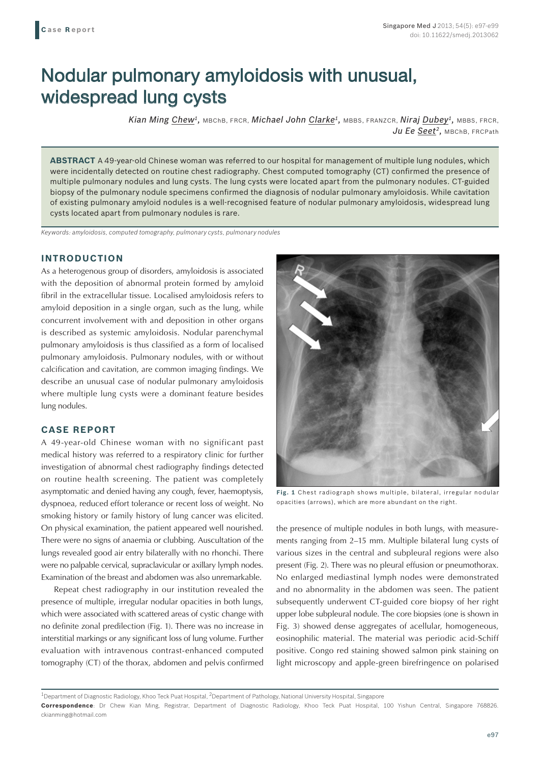Case Report

# Nodular pulmonary amyloidosis with unusual, widespread lung cysts

*Kian Ming Chew*[1], MBChB, FRCR, *Michael John Clarke*[1], MBBS, FRANZCR, *Niraj Dubey*[1], MBBS, FRCR, *Ju Ee Seet*[2], MBChB, FRCPath

**ABSTRACT** A 49-year-old Chinese woman was referred to our hospital for management of multiple lung nodules, which were incidentally detected on routine chest radiography. Chest computed tomography (CT) confirmed the presence of multiple pulmonary nodules and lung cysts. The lung cysts were located apart from the pulmonary nodules. CT-guided biopsy of the pulmonary nodule specimens confirmed the diagnosis of nodular pulmonary amyloidosis. While cavitation of existing pulmonary amyloid nodules is a well-recognised feature of nodular pulmonary amyloidosis, widespread lung cysts located apart from pulmonary nodules is rare.

*Keywords: amyloidosis, computed tomography, pulmonary cysts, pulmonary nodules*

## INTRODUCTION

As a heterogenous group of disorders, amyloidosis is associated with the deposition of abnormal protein formed by amyloid fibril in the extracellular tissue. Localised amyloidosis refers to amyloid deposition in a single organ, such as the lung, while concurrent involvement with and deposition in other organs is described as systemic amyloidosis. Nodular parenchymal pulmonary amyloidosis is thus classified as a form of localised pulmonary amyloidosis. Pulmonary nodules, with or without calcification and cavitation, are common imaging findings. We describe an unusual case of nodular pulmonary amyloidosis where multiple lung cysts were a dominant feature besides lung nodules.

## CASE REPORT

A 49-year-old Chinese woman with no significant past medical history was referred to a respiratory clinic for further investigation of abnormal chest radiography findings detected on routine health screening. The patient was completely asymptomatic and denied having any cough, fever, haemoptysis, dyspnoea, reduced effort tolerance or recent loss of weight. No smoking history or family history of lung cancer was elicited. On physical examination, the patient appeared well nourished. There were no signs of anaemia or clubbing. Auscultation of the lungs revealed good air entry bilaterally with no rhonchi. There were no palpable cervical, supraclavicular or axillary lymph nodes. Examination of the breast and abdomen was also unremarkable.

Repeat chest radiography in our institution revealed the presence of multiple, irregular nodular opacities in both lungs, which were associated with scattered areas of cystic change with no definite zonal predilection (Fig. 1). There was no increase in interstitial markings or any significant loss of lung volume. Further evaluation with intravenous contrast-enhanced computed tomography (CT) of the thorax, abdomen and pelvis confirmed the presence of multiple nodules in both lungs, with measurements ranging from 2–15 mm. Multiple bilateral lung cysts of various sizes in the central and subpleural regions were also present (Fig. 2). There was no pleural effusion or pneumothorax. No enlarged mediastinal lymph nodes were demonstrated and no abnormality in the abdomen was seen. The patient subsequently underwent CT-guided core biopsy of her right upper lobe subpleural nodule. The core biopsies (one is shown in Fig. 3) showed dense aggregates of acellular, homogeneous, eosinophilic material. The material was periodic acid-Schiff positive. Congo red staining showed salmon pink staining on light microscopy and apple-green birefringence on polarised

**Fig. 1** Chest radiograph shows multiple, bilateral, irregular nodular opacities (arrows), which are more abundant on the right.

[1]Department of Diagnostic Radiology, Khoo Teck Puat Hospital, [2]Department of Pathology, National University Hospital, Singapore

**Correspondence**: Dr Chew Kian Ming, Registrar, Department of Diagnostic Radiology, Khoo Teck Puat Hospital, 100 Yishun Central, Singapore 768826. ckianming@hotmail.com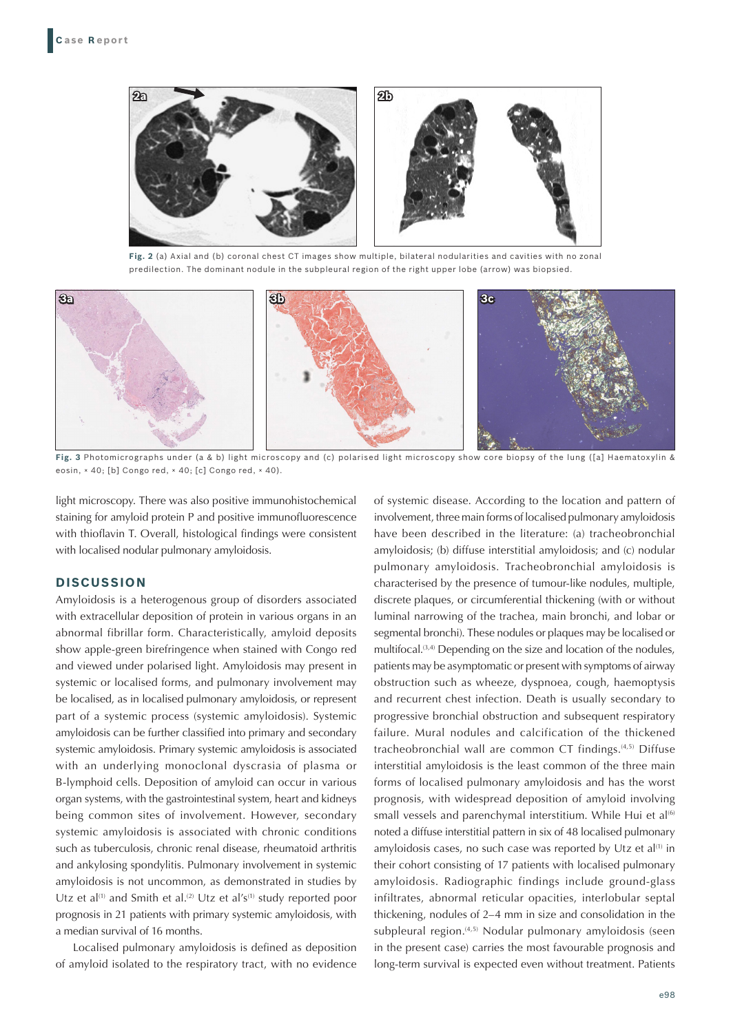Fig. 2 (a) Axial and (b) coronal chest CT images show multiple, bilateral nodularities and cavities with no zonal predilection. The dominant nodule in the subpleural region of the right upper lobe (arrow) was biopsied.

Fig. 3 Photomicrographs under (a & b) light microscopy and (c) polarised light microscopy show core biopsy of the lung ([a] Haematoxylin & eosin, × 40; [b] Congo red, × 40; [c] Congo red, × 40).

light microscopy. There was also positive immunohistochemical staining for amyloid protein P and positive immunofluorescence with thioflavin T. Overall, histological findings were consistent with localised nodular pulmonary amyloidosis.

## DISCUSSION

Amyloidosis is a heterogenous group of disorders associated with extracellular deposition of protein in various organs in an abnormal fibrillar form. Characteristically, amyloid deposits show apple-green birefringence when stained with Congo red and viewed under polarised light. Amyloidosis may present in systemic or localised forms, and pulmonary involvement may be localised, as in localised pulmonary amyloidosis, or represent part of a systemic process (systemic amyloidosis). Systemic amyloidosis can be further classified into primary and secondary systemic amyloidosis. Primary systemic amyloidosis is associated with an underlying monoclonal dyscrasia of plasma or B-lymphoid cells. Deposition of amyloid can occur in various organ systems, with the gastrointestinal system, heart and kidneys being common sites of involvement. However, secondary systemic amyloidosis is associated with chronic conditions such as tuberculosis, chronic renal disease, rheumatoid arthritis and ankylosing spondylitis. Pulmonary involvement in systemic amyloidosis is not uncommon, as demonstrated in studies by Utz et al[1] and Smith et al.[2] Utz et al's[1] study reported poor prognosis in 21 patients with primary systemic amyloidosis, with a median survival of 16 months.

Localised pulmonary amyloidosis is defined as deposition of amyloid isolated to the respiratory tract, with no evidence of systemic disease. According to the location and pattern of involvement, three main forms of localised pulmonary amyloidosis have been described in the literature: (a) tracheobronchial amyloidosis; (b) diffuse interstitial amyloidosis; and (c) nodular pulmonary amyloidosis. Tracheobronchial amyloidosis is characterised by the presence of tumour-like nodules, multiple, discrete plaques, or circumferential thickening (with or without luminal narrowing of the trachea, main bronchi, and lobar or segmental bronchi). These nodules or plaques may be localised or multifocal.[3,4] Depending on the size and location of the nodules, patients may be asymptomatic or present with symptoms of airway obstruction such as wheeze, dyspnoea, cough, haemoptysis and recurrent chest infection. Death is usually secondary to progressive bronchial obstruction and subsequent respiratory failure. Mural nodules and calcification of the thickened tracheobronchial wall are common CT findings.[4,5] Diffuse interstitial amyloidosis is the least common of the three main forms of localised pulmonary amyloidosis and has the worst prognosis, with widespread deposition of amyloid involving small vessels and parenchymal interstitium. While Hui et al[6] noted a diffuse interstitial pattern in six of 48 localised pulmonary amyloidosis cases, no such case was reported by Utz et al[1] in their cohort consisting of 17 patients with localised pulmonary amyloidosis. Radiographic findings include ground-glass infiltrates, abnormal reticular opacities, interlobular septal thickening, nodules of 2–4 mm in size and consolidation in the subpleural region.[4,5] Nodular pulmonary amyloidosis (seen in the present case) carries the most favourable prognosis and long-term survival is expected even without treatment. Patients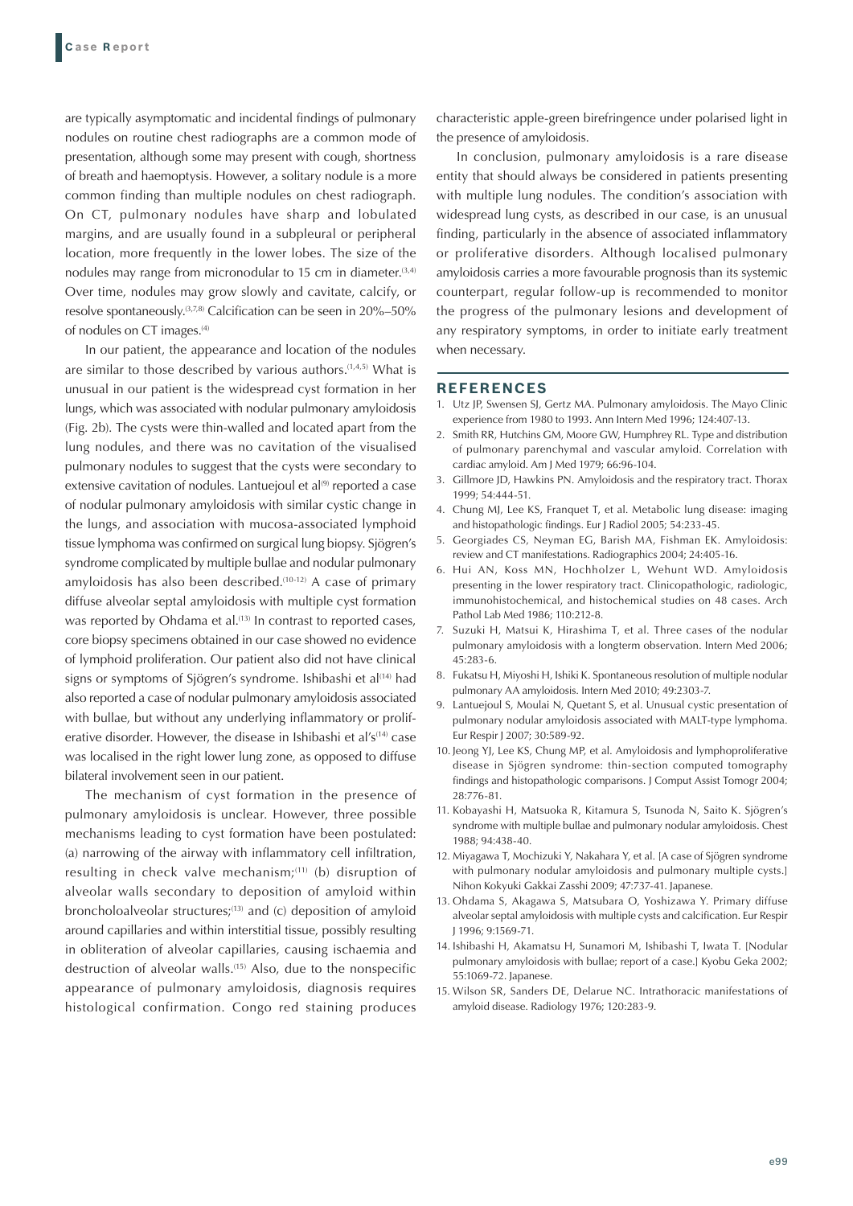are typically asymptomatic and incidental findings of pulmonary nodules on routine chest radiographs are a common mode of presentation, although some may present with cough, shortness of breath and haemoptysis. However, a solitary nodule is a more common finding than multiple nodules on chest radiograph. On CT, pulmonary nodules have sharp and lobulated margins, and are usually found in a subpleural or peripheral location, more frequently in the lower lobes. The size of the nodules may range from micronodular to 15 cm in diameter.[3,4] Over time, nodules may grow slowly and cavitate, calcify, or resolve spontaneously.[3,7,8] Calcification can be seen in 20%–50% of nodules on CT images.[4]

In our patient, the appearance and location of the nodules are similar to those described by various authors.[1,4,5] What is unusual in our patient is the widespread cyst formation in her lungs, which was associated with nodular pulmonary amyloidosis (Fig. 2b). The cysts were thin-walled and located apart from the lung nodules, and there was no cavitation of the visualised pulmonary nodules to suggest that the cysts were secondary to extensive cavitation of nodules. Lantuejoul et al[9] reported a case of nodular pulmonary amyloidosis with similar cystic change in the lungs, and association with mucosa-associated lymphoid tissue lymphoma was confirmed on surgical lung biopsy. Sjögren's syndrome complicated by multiple bullae and nodular pulmonary amyloidosis has also been described.[10-12] A case of primary diffuse alveolar septal amyloidosis with multiple cyst formation was reported by Ohdama et al.[13] In contrast to reported cases, core biopsy specimens obtained in our case showed no evidence of lymphoid proliferation. Our patient also did not have clinical signs or symptoms of Sjögren's syndrome. Ishibashi et al[14] had also reported a case of nodular pulmonary amyloidosis associated with bullae, but without any underlying inflammatory or proliferative disorder. However, the disease in Ishibashi et al's[14] case was localised in the right lower lung zone, as opposed to diffuse bilateral involvement seen in our patient.

The mechanism of cyst formation in the presence of pulmonary amyloidosis is unclear. However, three possible mechanisms leading to cyst formation have been postulated: (a) narrowing of the airway with inflammatory cell infiltration, resulting in check valve mechanism;[11] (b) disruption of alveolar walls secondary to deposition of amyloid within broncholoalveolar structures;[13] and (c) deposition of amyloid around capillaries and within interstitial tissue, possibly resulting in obliteration of alveolar capillaries, causing ischaemia and destruction of alveolar walls.[15] Also, due to the nonspecific appearance of pulmonary amyloidosis, diagnosis requires histological confirmation. Congo red staining produces characteristic apple-green birefringence under polarised light in the presence of amyloidosis.

In conclusion, pulmonary amyloidosis is a rare disease entity that should always be considered in patients presenting with multiple lung nodules. The condition's association with widespread lung cysts, as described in our case, is an unusual finding, particularly in the absence of associated inflammatory or proliferative disorders. Although localised pulmonary amyloidosis carries a more favourable prognosis than its systemic counterpart, regular follow-up is recommended to monitor the progress of the pulmonary lesions and development of any respiratory symptoms, in order to initiate early treatment when necessary.

## REFERENCES

1. Utz JP, Swensen SJ, Gertz MA. Pulmonary amyloidosis. The Mayo Clinic experience from 1980 to 1993. Ann Intern Med 1996; 124:407-13.
2. Smith RR, Hutchins GM, Moore GW, Humphrey RL. Type and distribution of pulmonary parenchymal and vascular amyloid. Correlation with cardiac amyloid. Am J Med 1979; 66:96-104.
3. Gillmore JD, Hawkins PN. Amyloidosis and the respiratory tract. Thorax 1999; 54:444-51.
4. Chung MJ, Lee KS, Franquet T, et al. Metabolic lung disease: imaging and histopathologic findings. Eur J Radiol 2005; 54:233-45.
5. Georgiades CS, Neyman EG, Barish MA, Fishman EK. Amyloidosis: review and CT manifestations. Radiographics 2004; 24:405-16.
6. Hui AN, Koss MN, Hochholzer L, Wehunt WD. Amyloidosis presenting in the lower respiratory tract. Clinicopathologic, radiologic, immunohistochemical, and histochemical studies on 48 cases. Arch Pathol Lab Med 1986; 110:212-8.
7. Suzuki H, Matsui K, Hirashima T, et al. Three cases of the nodular pulmonary amyloidosis with a longterm observation. Intern Med 2006; 45:283-6.
8. Fukatsu H, Miyoshi H, Ishiki K. Spontaneous resolution of multiple nodular pulmonary AA amyloidosis. Intern Med 2010; 49:2303-7.
9. Lantuejoul S, Moulai N, Quetant S, et al. Unusual cystic presentation of pulmonary nodular amyloidosis associated with MALT-type lymphoma. Eur Respir J 2007; 30:589-92.
10. Jeong YJ, Lee KS, Chung MP, et al. Amyloidosis and lymphoproliferative disease in Sjögren syndrome: thin-section computed tomography findings and histopathologic comparisons. J Comput Assist Tomogr 2004; 28:776-81.
11. Kobayashi H, Matsuoka R, Kitamura S, Tsunoda N, Saito K. Sjögren's syndrome with multiple bullae and pulmonary nodular amyloidosis. Chest 1988; 94:438-40.
12. Miyagawa T, Mochizuki Y, Nakahara Y, et al. [A case of Sjögren syndrome with pulmonary nodular amyloidosis and pulmonary multiple cysts.] Nihon Kokyuki Gakkai Zasshi 2009; 47:737-41. Japanese.
13. Ohdama S, Akagawa S, Matsubara O, Yoshizawa Y. Primary diffuse alveolar septal amyloidosis with multiple cysts and calcification. Eur Respir J 1996; 9:1569-71.
14. Ishibashi H, Akamatsu H, Sunamori M, Ishibashi T, Iwata T. [Nodular pulmonary amyloidosis with bullae; report of a case.] Kyobu Geka 2002; 55:1069-72. Japanese.
15. Wilson SR, Sanders DE, Delarue NC. Intrathoracic manifestations of amyloid disease. Radiology 1976; 120:283-9.